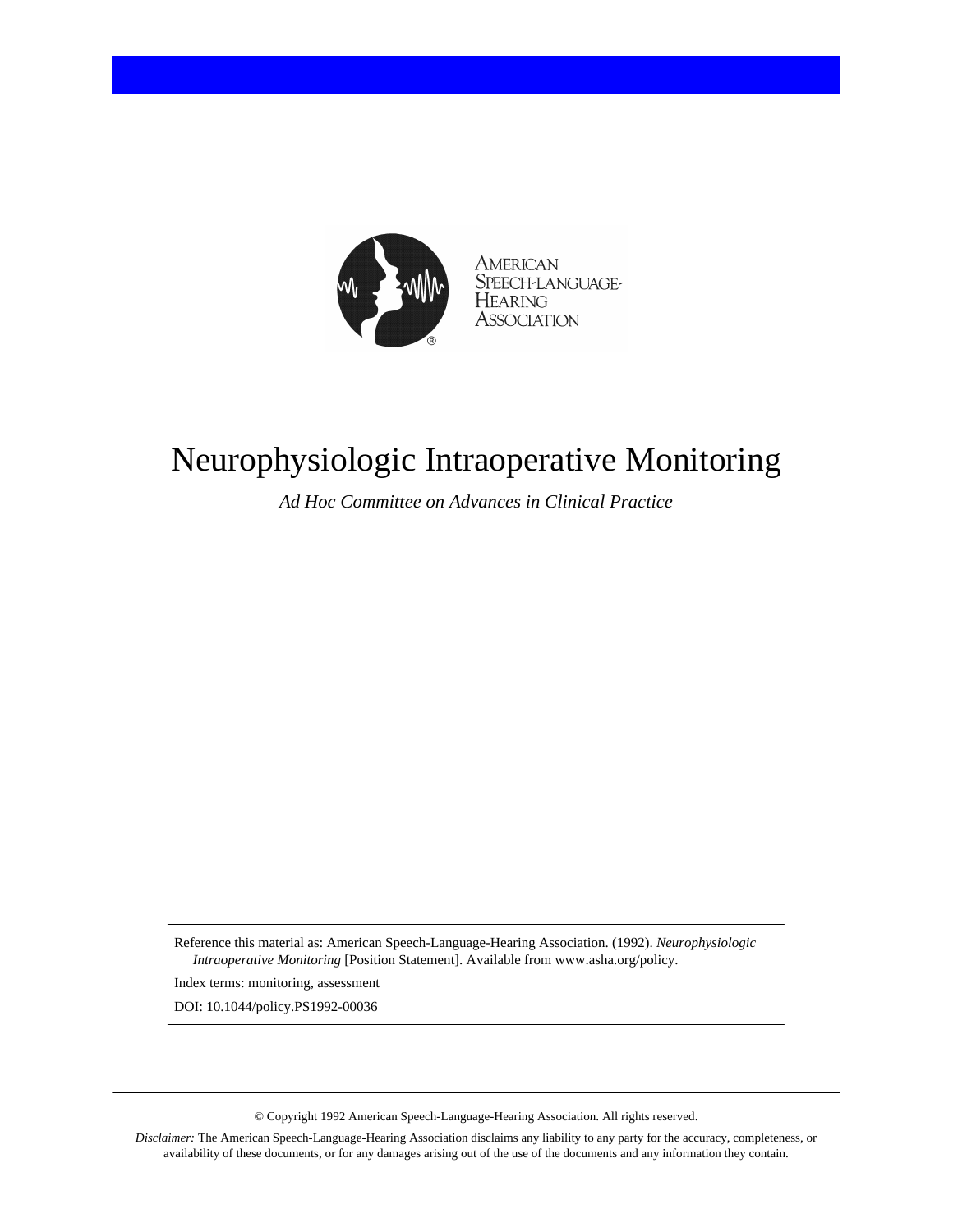AMERICAN SPEECH-LANGUAGE-HEARING ASSOCIATION

# Neurophysiologic Intraoperative Monitoring

*Ad Hoc Committee on Advances in Clinical Practice*

Reference this material as: American Speech-Language-Hearing Association. (1992). *Neurophysiologic Intraoperative Monitoring* [Position Statement]. Available from www.asha.org/policy.

Index terms: monitoring, assessment

DOI: 10.1044/policy.PS1992-00036

© Copyright 1992 American Speech-Language-Hearing Association. All rights reserved.

*Disclaimer:* The American Speech-Language-Hearing Association disclaims any liability to any party for the accuracy, completeness, or availability of these documents, or for any damages arising out of the use of the documents and any information they contain.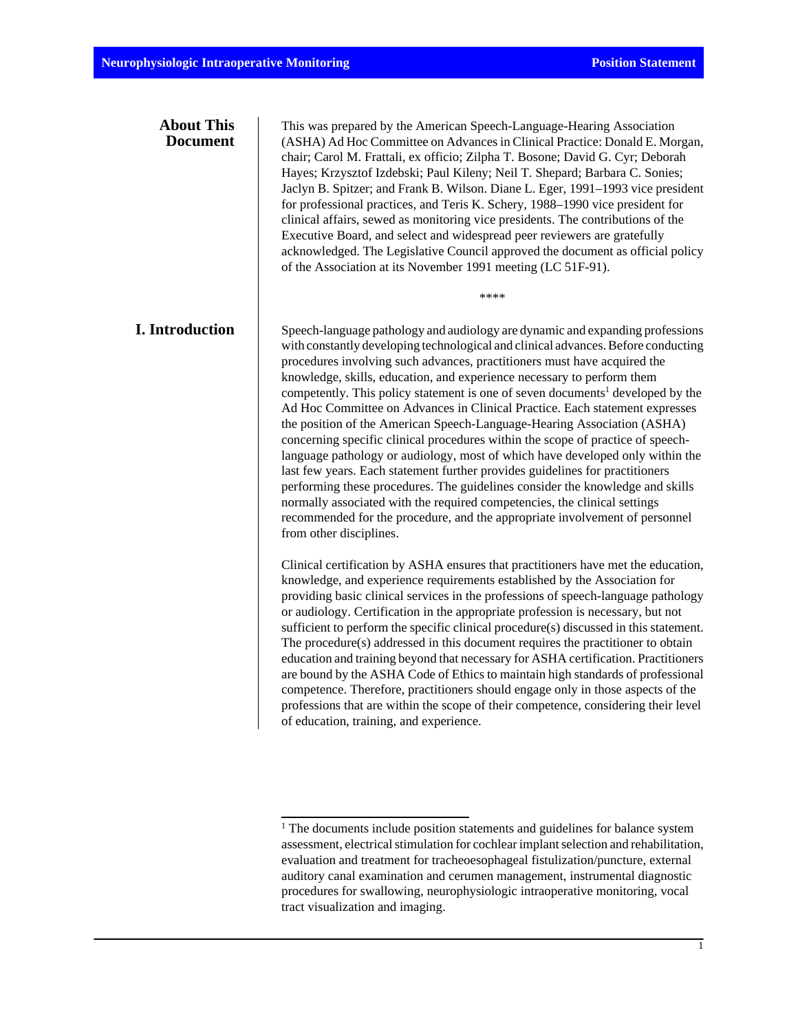## About This Document

This was prepared by the American Speech-Language-Hearing Association (ASHA) Ad Hoc Committee on Advances in Clinical Practice: Donald E. Morgan, chair; Carol M. Frattali, ex officio; Zilpha T. Bosone; David G. Cyr; Deborah Hayes; Krzysztof Izdebski; Paul Kileny; Neil T. Shepard; Barbara C. Sonies; Jaclyn B. Spitzer; and Frank B. Wilson. Diane L. Eger, 1991–1993 vice president for professional practices, and Teris K. Schery, 1988–1990 vice president for clinical affairs, sewed as monitoring vice presidents. The contributions of the Executive Board, and select and widespread peer reviewers are gratefully acknowledged. The Legislative Council approved the document as official policy of the Association at its November 1991 meeting (LC 51F-91).

****

## I. Introduction

Speech-language pathology and audiology are dynamic and expanding professions with constantly developing technological and clinical advances. Before conducting procedures involving such advances, practitioners must have acquired the knowledge, skills, education, and experience necessary to perform them competently. This policy statement is one of seven documents[1] developed by the Ad Hoc Committee on Advances in Clinical Practice. Each statement expresses the position of the American Speech-Language-Hearing Association (ASHA) concerning specific clinical procedures within the scope of practice of speech-language pathology or audiology, most of which have developed only within the last few years. Each statement further provides guidelines for practitioners performing these procedures. The guidelines consider the knowledge and skills normally associated with the required competencies, the clinical settings recommended for the procedure, and the appropriate involvement of personnel from other disciplines.

Clinical certification by ASHA ensures that practitioners have met the education, knowledge, and experience requirements established by the Association for providing basic clinical services in the professions of speech-language pathology or audiology. Certification in the appropriate profession is necessary, but not sufficient to perform the specific clinical procedure(s) discussed in this statement. The procedure(s) addressed in this document requires the practitioner to obtain education and training beyond that necessary for ASHA certification. Practitioners are bound by the ASHA Code of Ethics to maintain high standards of professional competence. Therefore, practitioners should engage only in those aspects of the professions that are within the scope of their competence, considering their level of education, training, and experience.

---

[1] The documents include position statements and guidelines for balance system assessment, electrical stimulation for cochlear implant selection and rehabilitation, evaluation and treatment for tracheoesophageal fistulization/puncture, external auditory canal examination and cerumen management, instrumental diagnostic procedures for swallowing, neurophysiologic intraoperative monitoring, vocal tract visualization and imaging.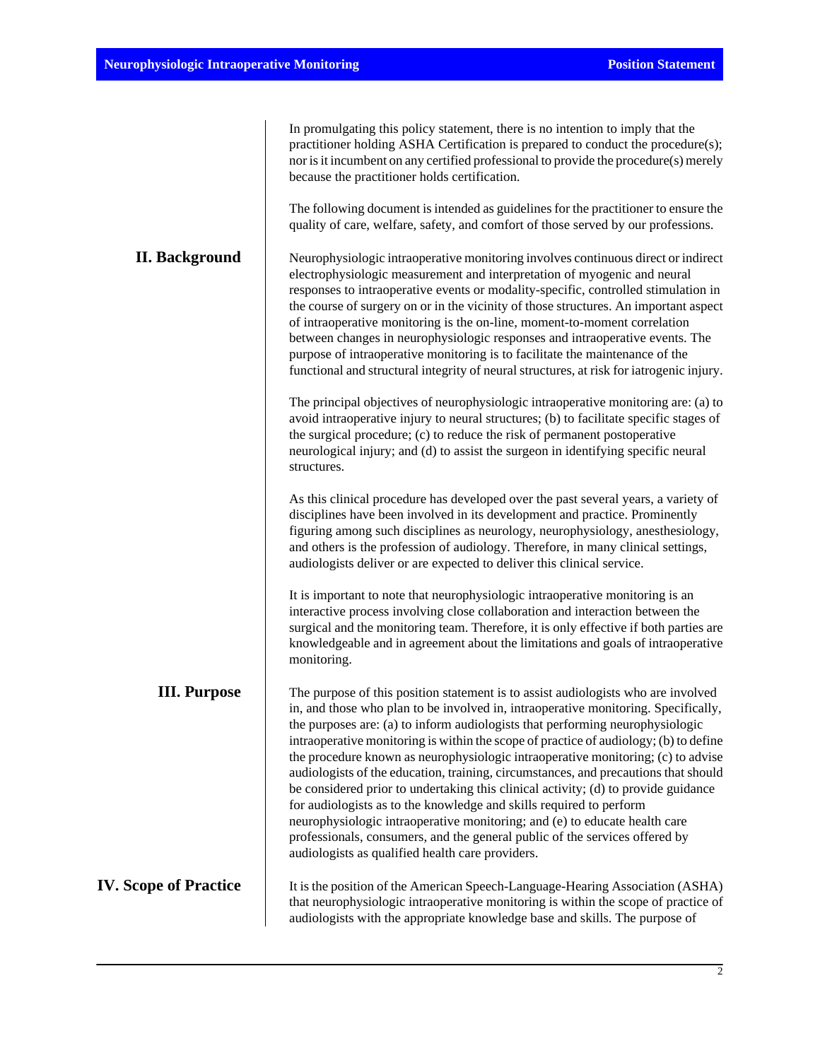In promulgating this policy statement, there is no intention to imply that the practitioner holding ASHA Certification is prepared to conduct the procedure(s); nor is it incumbent on any certified professional to provide the procedure(s) merely because the practitioner holds certification.

The following document is intended as guidelines for the practitioner to ensure the quality of care, welfare, safety, and comfort of those served by our professions.

## II. Background

Neurophysiologic intraoperative monitoring involves continuous direct or indirect electrophysiologic measurement and interpretation of myogenic and neural responses to intraoperative events or modality-specific, controlled stimulation in the course of surgery on or in the vicinity of those structures. An important aspect of intraoperative monitoring is the on-line, moment-to-moment correlation between changes in neurophysiologic responses and intraoperative events. The purpose of intraoperative monitoring is to facilitate the maintenance of the functional and structural integrity of neural structures, at risk for iatrogenic injury.

The principal objectives of neurophysiologic intraoperative monitoring are: (a) to avoid intraoperative injury to neural structures; (b) to facilitate specific stages of the surgical procedure; (c) to reduce the risk of permanent postoperative neurological injury; and (d) to assist the surgeon in identifying specific neural structures.

As this clinical procedure has developed over the past several years, a variety of disciplines have been involved in its development and practice. Prominently figuring among such disciplines as neurology, neurophysiology, anesthesiology, and others is the profession of audiology. Therefore, in many clinical settings, audiologists deliver or are expected to deliver this clinical service.

It is important to note that neurophysiologic intraoperative monitoring is an interactive process involving close collaboration and interaction between the surgical and the monitoring team. Therefore, it is only effective if both parties are knowledgeable and in agreement about the limitations and goals of intraoperative monitoring.

## III. Purpose

The purpose of this position statement is to assist audiologists who are involved in, and those who plan to be involved in, intraoperative monitoring. Specifically, the purposes are: (a) to inform audiologists that performing neurophysiologic intraoperative monitoring is within the scope of practice of audiology; (b) to define the procedure known as neurophysiologic intraoperative monitoring; (c) to advise audiologists of the education, training, circumstances, and precautions that should be considered prior to undertaking this clinical activity; (d) to provide guidance for audiologists as to the knowledge and skills required to perform neurophysiologic intraoperative monitoring; and (e) to educate health care professionals, consumers, and the general public of the services offered by audiologists as qualified health care providers.

## IV. Scope of Practice

It is the position of the American Speech-Language-Hearing Association (ASHA) that neurophysiologic intraoperative monitoring is within the scope of practice of audiologists with the appropriate knowledge base and skills. The purpose of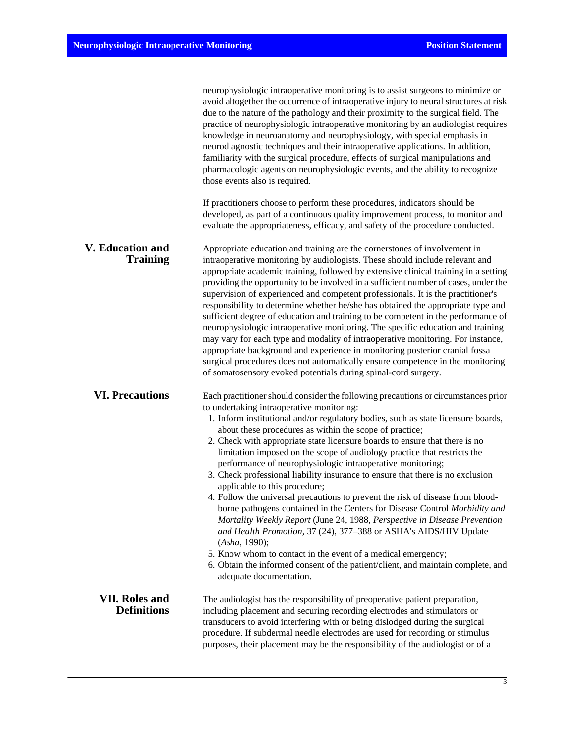neurophysiologic intraoperative monitoring is to assist surgeons to minimize or avoid altogether the occurrence of intraoperative injury to neural structures at risk due to the nature of the pathology and their proximity to the surgical field. The practice of neurophysiologic intraoperative monitoring by an audiologist requires knowledge in neuroanatomy and neurophysiology, with special emphasis in neurodiagnostic techniques and their intraoperative applications. In addition, familiarity with the surgical procedure, effects of surgical manipulations and pharmacologic agents on neurophysiologic events, and the ability to recognize those events also is required.

If practitioners choose to perform these procedures, indicators should be developed, as part of a continuous quality improvement process, to monitor and evaluate the appropriateness, efficacy, and safety of the procedure conducted.

## V. Education and Training

Appropriate education and training are the cornerstones of involvement in intraoperative monitoring by audiologists. These should include relevant and appropriate academic training, followed by extensive clinical training in a setting providing the opportunity to be involved in a sufficient number of cases, under the supervision of experienced and competent professionals. It is the practitioner's responsibility to determine whether he/she has obtained the appropriate type and sufficient degree of education and training to be competent in the performance of neurophysiologic intraoperative monitoring. The specific education and training may vary for each type and modality of intraoperative monitoring. For instance, appropriate background and experience in monitoring posterior cranial fossa surgical procedures does not automatically ensure competence in the monitoring of somatosensory evoked potentials during spinal-cord surgery.

## VI. Precautions

Each practitioner should consider the following precautions or circumstances prior to undertaking intraoperative monitoring:

1. Inform institutional and/or regulatory bodies, such as state licensure boards, about these procedures as within the scope of practice;
2. Check with appropriate state licensure boards to ensure that there is no limitation imposed on the scope of audiology practice that restricts the performance of neurophysiologic intraoperative monitoring;
3. Check professional liability insurance to ensure that there is no exclusion applicable to this procedure;
4. Follow the universal precautions to prevent the risk of disease from blood-borne pathogens contained in the Centers for Disease Control *Morbidity and Mortality Weekly Report* (June 24, 1988, *Perspective in Disease Prevention and Health Promotion*, 37 (24), 377–388 or ASHA's AIDS/HIV Update (*Asha*, 1990);
5. Know whom to contact in the event of a medical emergency;
6. Obtain the informed consent of the patient/client, and maintain complete, and adequate documentation.

## VII. Roles and Definitions

The audiologist has the responsibility of preoperative patient preparation, including placement and securing recording electrodes and stimulators or transducers to avoid interfering with or being dislodged during the surgical procedure. If subdermal needle electrodes are used for recording or stimulus purposes, their placement may be the responsibility of the audiologist or of a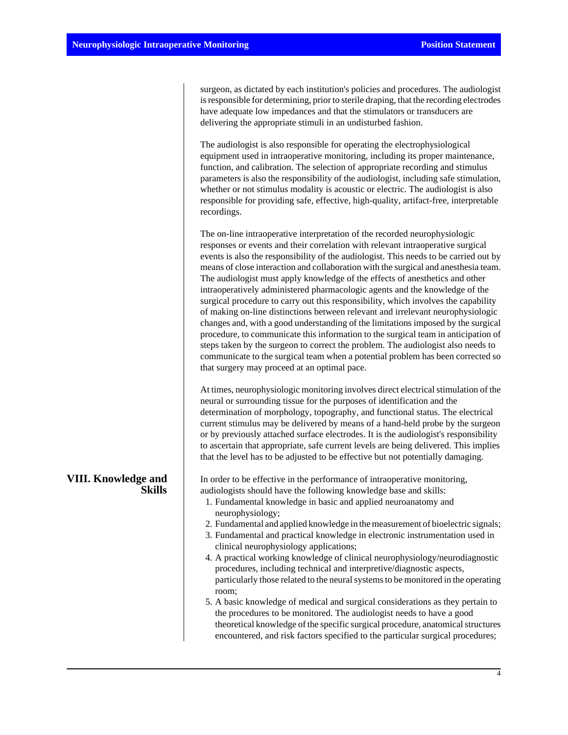surgeon, as dictated by each institution's policies and procedures. The audiologist is responsible for determining, prior to sterile draping, that the recording electrodes have adequate low impedances and that the stimulators or transducers are delivering the appropriate stimuli in an undisturbed fashion.

The audiologist is also responsible for operating the electrophysiological equipment used in intraoperative monitoring, including its proper maintenance, function, and calibration. The selection of appropriate recording and stimulus parameters is also the responsibility of the audiologist, including safe stimulation, whether or not stimulus modality is acoustic or electric. The audiologist is also responsible for providing safe, effective, high-quality, artifact-free, interpretable recordings.

The on-line intraoperative interpretation of the recorded neurophysiologic responses or events and their correlation with relevant intraoperative surgical events is also the responsibility of the audiologist. This needs to be carried out by means of close interaction and collaboration with the surgical and anesthesia team. The audiologist must apply knowledge of the effects of anesthetics and other intraoperatively administered pharmacologic agents and the knowledge of the surgical procedure to carry out this responsibility, which involves the capability of making on-line distinctions between relevant and irrelevant neurophysiologic changes and, with a good understanding of the limitations imposed by the surgical procedure, to communicate this information to the surgical team in anticipation of steps taken by the surgeon to correct the problem. The audiologist also needs to communicate to the surgical team when a potential problem has been corrected so that surgery may proceed at an optimal pace.

At times, neurophysiologic monitoring involves direct electrical stimulation of the neural or surrounding tissue for the purposes of identification and the determination of morphology, topography, and functional status. The electrical current stimulus may be delivered by means of a hand-held probe by the surgeon or by previously attached surface electrodes. It is the audiologist's responsibility to ascertain that appropriate, safe current levels are being delivered. This implies that the level has to be adjusted to be effective but not potentially damaging.

## VIII. Knowledge and Skills

In order to be effective in the performance of intraoperative monitoring, audiologists should have the following knowledge base and skills:

1. Fundamental knowledge in basic and applied neuroanatomy and neurophysiology;
2. Fundamental and applied knowledge in the measurement of bioelectric signals;
3. Fundamental and practical knowledge in electronic instrumentation used in clinical neurophysiology applications;
4. A practical working knowledge of clinical neurophysiology/neurodiagnostic procedures, including technical and interpretive/diagnostic aspects, particularly those related to the neural systems to be monitored in the operating room;
5. A basic knowledge of medical and surgical considerations as they pertain to the procedures to be monitored. The audiologist needs to have a good theoretical knowledge of the specific surgical procedure, anatomical structures encountered, and risk factors specified to the particular surgical procedures;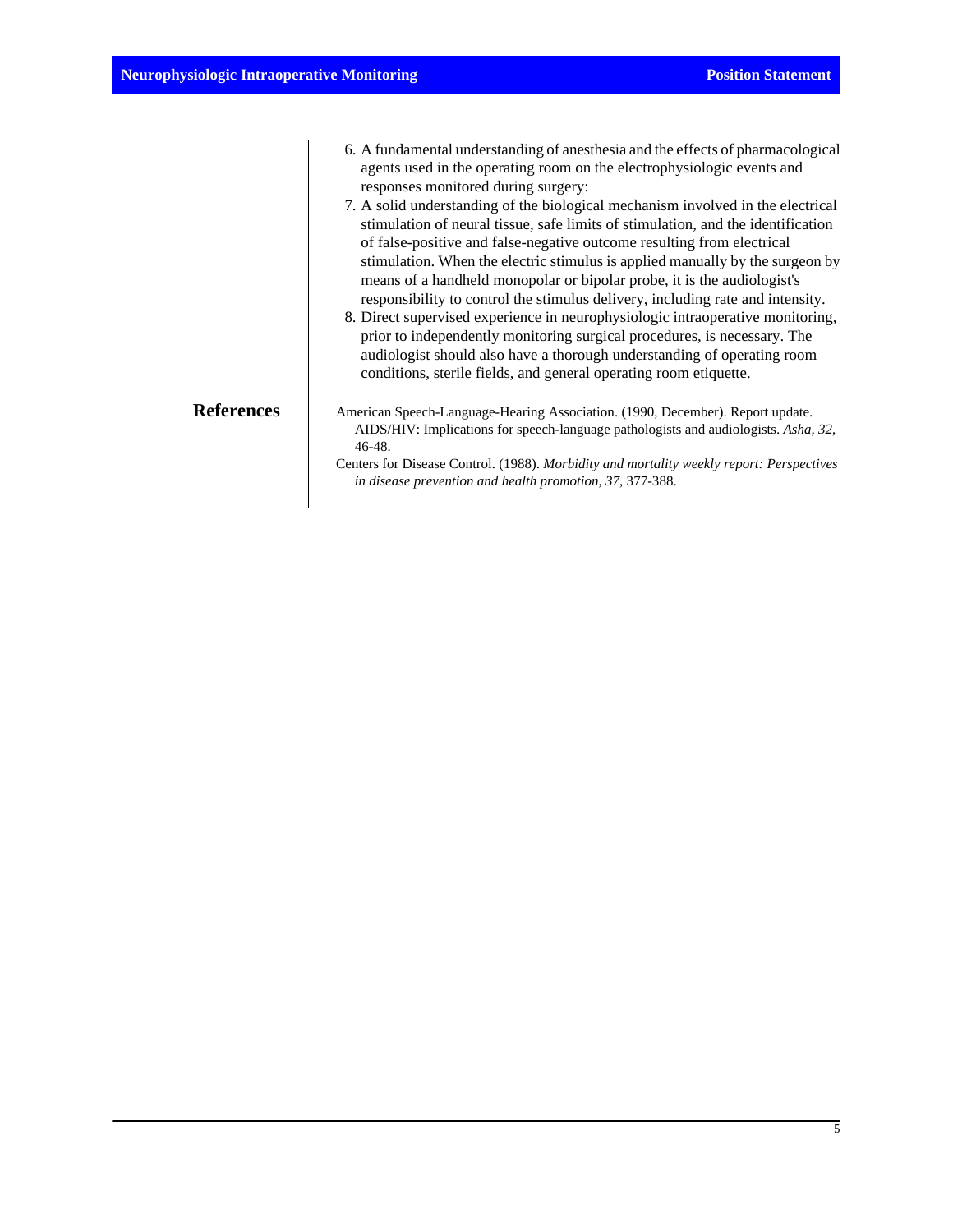6. A fundamental understanding of anesthesia and the effects of pharmacological agents used in the operating room on the electrophysiologic events and responses monitored during surgery:
7. A solid understanding of the biological mechanism involved in the electrical stimulation of neural tissue, safe limits of stimulation, and the identification of false-positive and false-negative outcome resulting from electrical stimulation. When the electric stimulus is applied manually by the surgeon by means of a handheld monopolar or bipolar probe, it is the audiologist's responsibility to control the stimulus delivery, including rate and intensity.
8. Direct supervised experience in neurophysiologic intraoperative monitoring, prior to independently monitoring surgical procedures, is necessary. The audiologist should also have a thorough understanding of operating room conditions, sterile fields, and general operating room etiquette.

## References

American Speech-Language-Hearing Association. (1990, December). Report update. AIDS/HIV: Implications for speech-language pathologists and audiologists. *Asha, 32*, 46-48.

Centers for Disease Control. (1988). *Morbidity and mortality weekly report: Perspectives in disease prevention and health promotion, 37*, 377-388.